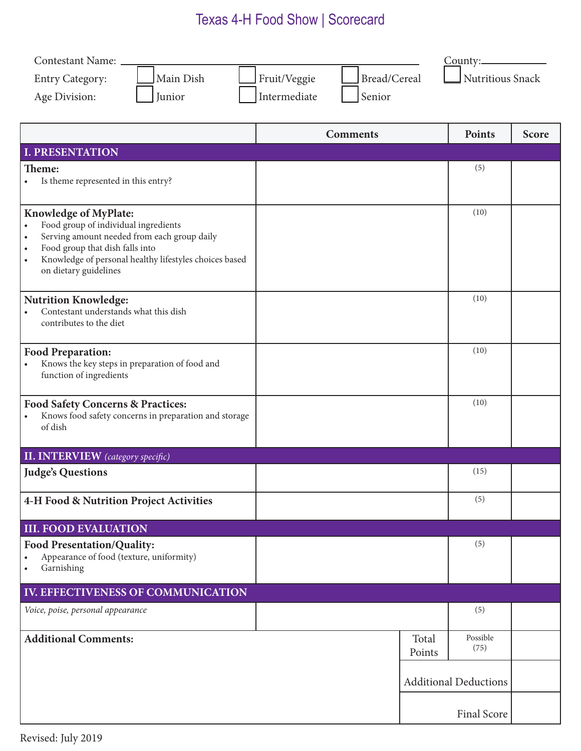# Texas 4-H Food Show | Scorecard

Contestant Name: ______________________ County: __________

Entry Category: ☐ Main Dish ☐ Fruit/Veggie ☐ Bread/Cereal ☐ Nutritious Snack

Age Division: ☐ Junior ☐ Intermediate ☐ Senior

| | Comments | Points | Score |
|---|---|---|---|
| **I. PRESENTATION** | | | |
| **Theme:** <br>• Is theme represented in this entry? | | (5) | |
| **Knowledge of MyPlate:** <br>• Food group of individual ingredients <br>• Serving amount needed from each group daily <br>• Food group that dish falls into <br>• Knowledge of personal healthy lifestyles choices based on dietary guidelines | | (10) | |
| **Nutrition Knowledge:** <br>• Contestant understands what this dish contributes to the diet | | (10) | |
| **Food Preparation:** <br>• Knows the key steps in preparation of food and function of ingredients | | (10) | |
| **Food Safety Concerns & Practices:** <br>• Knows food safety concerns in preparation and storage of dish | | (10) | |
| **II. INTERVIEW** *(category specific)* | | | |
| **Judge's Questions** | | (15) | |
| **4-H Food & Nutrition Project Activities** | | (5) | |
| **III. FOOD EVALUATION** | | | |
| **Food Presentation/Quality:** <br>• Appearance of food (texture, uniformity) <br>• Garnishing | | (5) | |
| **IV. EFFECTIVENESS OF COMMUNICATION** | | | |
| *Voice, poise, personal appearance* | | (5) | |
| **Additional Comments:** | Total Points | Possible (75) | |
| | Additional Deductions | | |
| | Final Score | | |

Revised: July 2019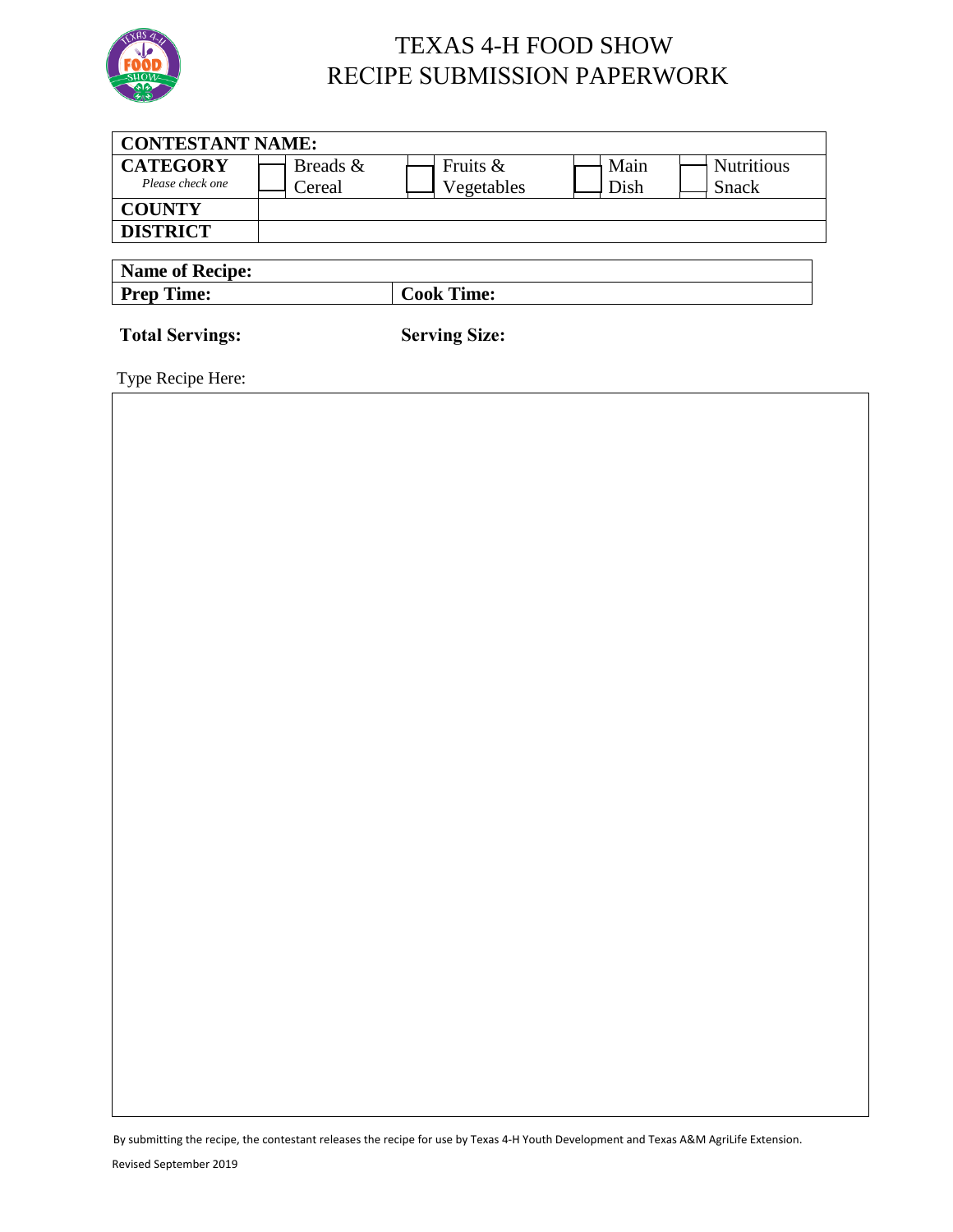# TEXAS 4-H FOOD SHOW
# RECIPE SUBMISSION PAPERWORK

| **CONTESTANT NAME:** | | | | |
|---|---|---|---|---|
| **CATEGORY** *Please check one* | ☐ Breads & Cereal | ☐ Fruits & Vegetables | ☐ Main Dish | ☐ Nutritious Snack |
| **COUNTY** | | | | |
| **DISTRICT** | | | | |

| **Name of Recipe:** | |
|---|---|
| **Prep Time:** | **Cook Time:** |

**Total Servings:** **Serving Size:**

Type Recipe Here:

By submitting the recipe, the contestant releases the recipe for use by Texas 4-H Youth Development and Texas A&M AgriLife Extension.

Revised September 2019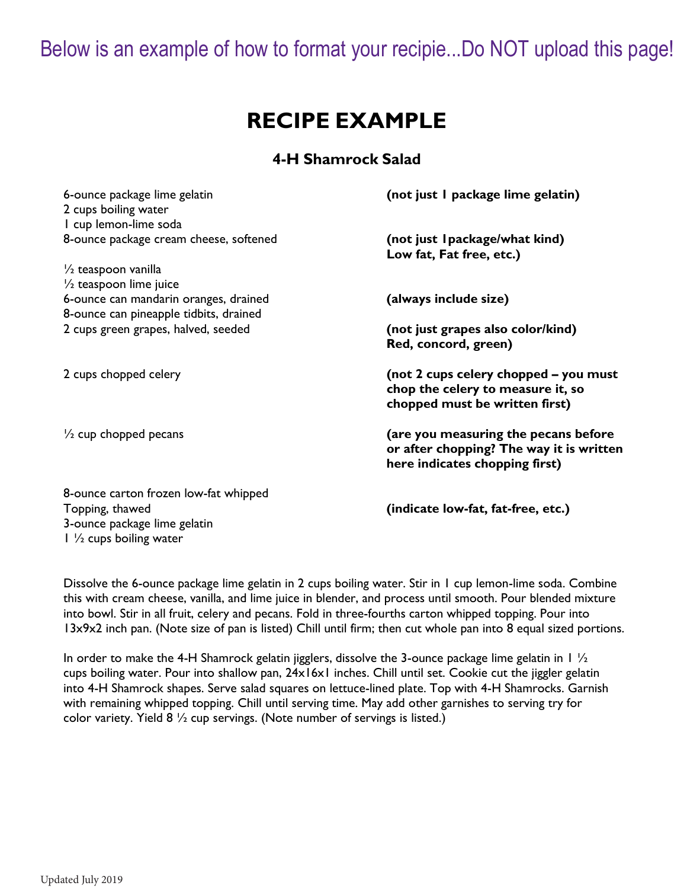Below is an example of how to format your recipie...Do NOT upload this page!

# RECIPE EXAMPLE

## 4-H Shamrock Salad

| | |
|---|---|
| 6-ounce package lime gelatin | **(not just 1 package lime gelatin)** |
| 2 cups boiling water | |
| 1 cup lemon-lime soda | |
| 8-ounce package cream cheese, softened | **(not just 1package/what kind) Low fat, Fat free, etc.)** |
| ½ teaspoon vanilla | |
| ½ teaspoon lime juice | |
| 6-ounce can mandarin oranges, drained | **(always include size)** |
| 8-ounce can pineapple tidbits, drained | |
| 2 cups green grapes, halved, seeded | **(not just grapes also color/kind) Red, concord, green)** |
| 2 cups chopped celery | **(not 2 cups celery chopped – you must chop the celery to measure it, so chopped must be written first)** |
| ½ cup chopped pecans | **(are you measuring the pecans before or after chopping? The way it is written here indicates chopping first)** |
| 8-ounce carton frozen low-fat whipped Topping, thawed | **(indicate low-fat, fat-free, etc.)** |
| 3-ounce package lime gelatin | |
| 1 ½ cups boiling water | |

Dissolve the 6-ounce package lime gelatin in 2 cups boiling water. Stir in 1 cup lemon-lime soda. Combine this with cream cheese, vanilla, and lime juice in blender, and process until smooth. Pour blended mixture into bowl. Stir in all fruit, celery and pecans. Fold in three-fourths carton whipped topping. Pour into 13x9x2 inch pan. (Note size of pan is listed) Chill until firm; then cut whole pan into 8 equal sized portions.

In order to make the 4-H Shamrock gelatin jigglers, dissolve the 3-ounce package lime gelatin in 1 ½ cups boiling water. Pour into shallow pan, 24x16x1 inches. Chill until set. Cookie cut the jiggler gelatin into 4-H Shamrock shapes. Serve salad squares on lettuce-lined plate. Top with 4-H Shamrocks. Garnish with remaining whipped topping. Chill until serving time. May add other garnishes to serving try for color variety. Yield 8 ½ cup servings. (Note number of servings is listed.)

Updated July 2019